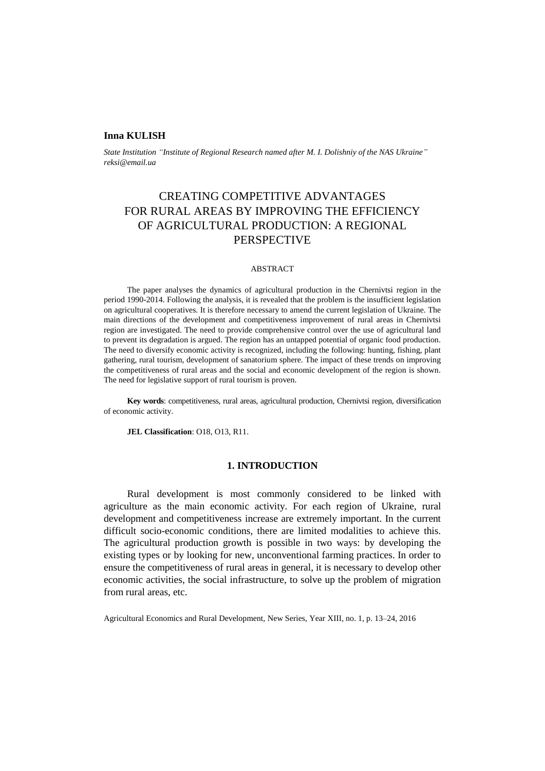**Inna KULISH**

*State Institution "Institute of Regional Research named after M. I. Dolishniy of the NAS Ukraine"*
*reksi@email.ua*

# CREATING COMPETITIVE ADVANTAGES FOR RURAL AREAS BY IMPROVING THE EFFICIENCY OF AGRICULTURAL PRODUCTION: A REGIONAL PERSPECTIVE

## ABSTRACT

The paper analyses the dynamics of agricultural production in the Chernivtsi region in the period 1990-2014. Following the analysis, it is revealed that the problem is the insufficient legislation on agricultural cooperatives. It is therefore necessary to amend the current legislation of Ukraine. The main directions of the development and competitiveness improvement of rural areas in Chernivtsi region are investigated. The need to provide comprehensive control over the use of agricultural land to prevent its degradation is argued. The region has an untapped potential of organic food production. The need to diversify economic activity is recognized, including the following: hunting, fishing, plant gathering, rural tourism, development of sanatorium sphere. The impact of these trends on improving the competitiveness of rural areas and the social and economic development of the region is shown. The need for legislative support of rural tourism is proven.

**Key words**: competitiveness, rural areas, agricultural production, Chernivtsi region, diversification of economic activity.

**JEL Classification**: O18, O13, R11.

## 1. INTRODUCTION

Rural development is most commonly considered to be linked with agriculture as the main economic activity. For each region of Ukraine, rural development and competitiveness increase are extremely important. In the current difficult socio-economic conditions, there are limited modalities to achieve this. The agricultural production growth is possible in two ways: by developing the existing types or by looking for new, unconventional farming practices. In order to ensure the competitiveness of rural areas in general, it is necessary to develop other economic activities, the social infrastructure, to solve up the problem of migration from rural areas, etc.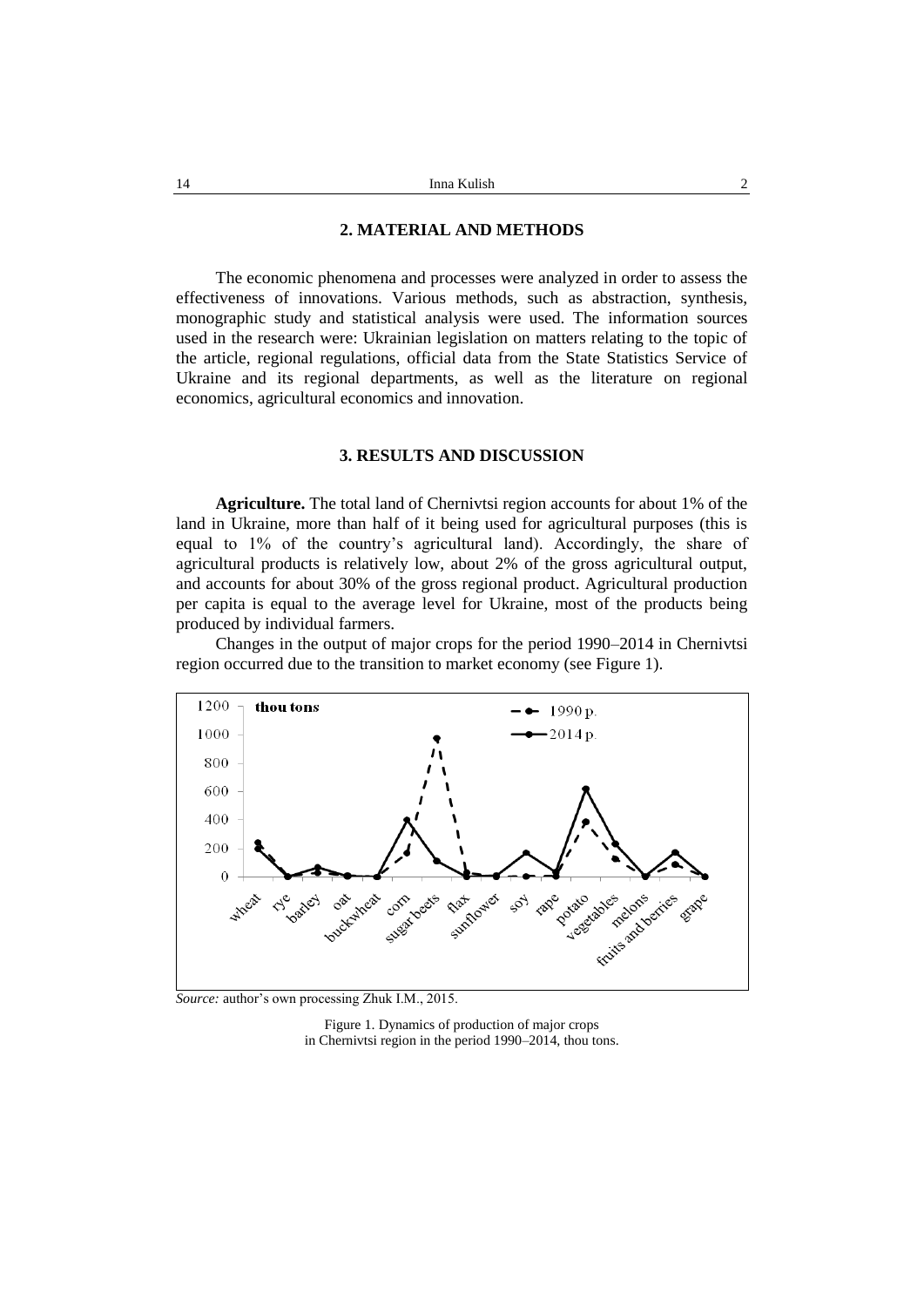## 2. MATERIAL AND METHODS

The economic phenomena and processes were analyzed in order to assess the effectiveness of innovations. Various methods, such as abstraction, synthesis, monographic study and statistical analysis were used. The information sources used in the research were: Ukrainian legislation on matters relating to the topic of the article, regional regulations, official data from the State Statistics Service of Ukraine and its regional departments, as well as the literature on regional economics, agricultural economics and innovation.

## 3. RESULTS AND DISCUSSION

**Agriculture.** The total land of Chernivtsi region accounts for about 1% of the land in Ukraine, more than half of it being used for agricultural purposes (this is equal to 1% of the country's agricultural land). Accordingly, the share of agricultural products is relatively low, about 2% of the gross agricultural output, and accounts for about 30% of the gross regional product. Agricultural production per capita is equal to the average level for Ukraine, most of the products being produced by individual farmers.

Changes in the output of major crops for the period 1990–2014 in Chernivtsi region occurred due to the transition to market economy (see Figure 1).

*Source:* author's own processing Zhuk I.M., 2015.

Figure 1. Dynamics of production of major crops in Chernivtsi region in the period 1990–2014, thou tons.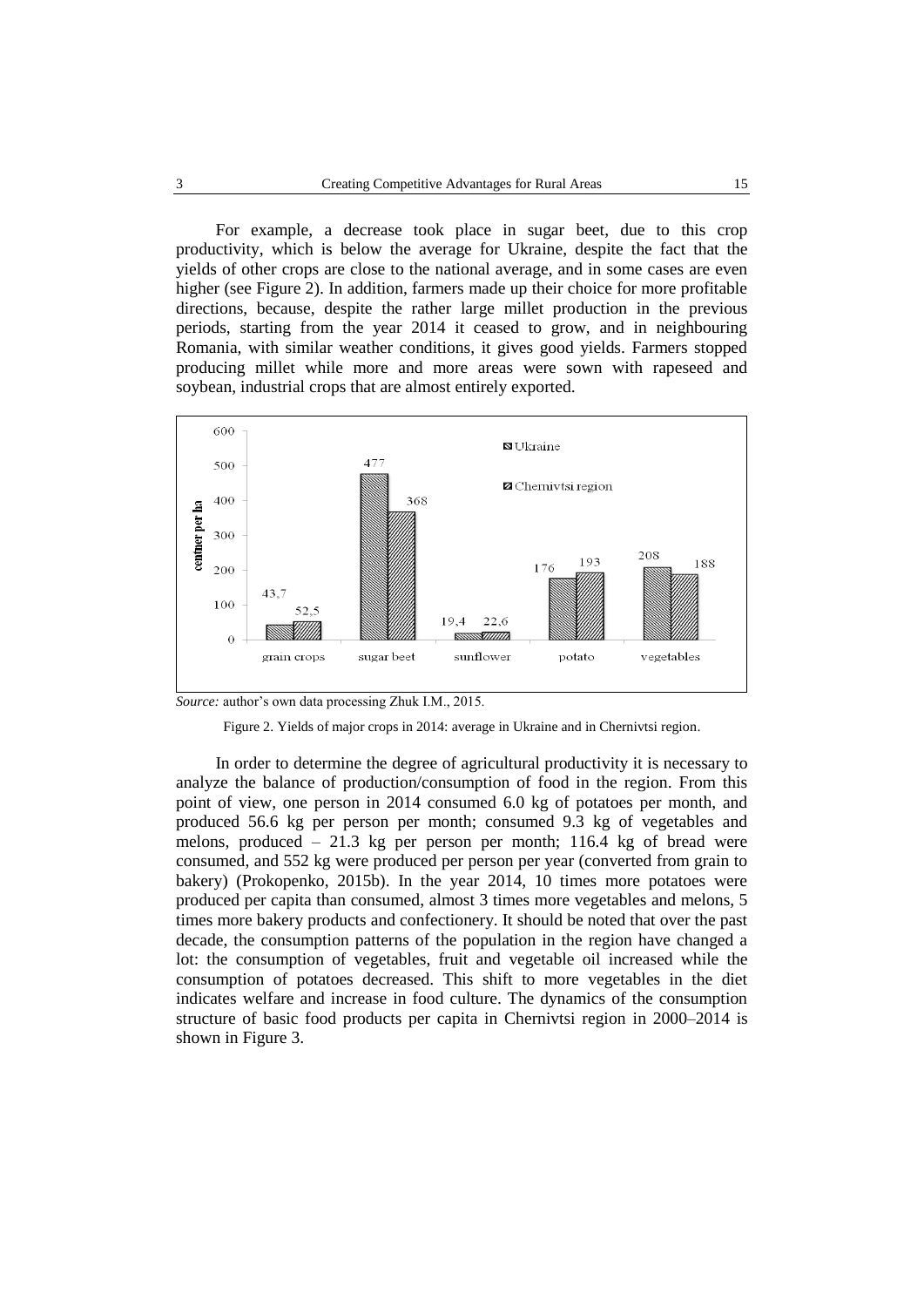For example, a decrease took place in sugar beet, due to this crop productivity, which is below the average for Ukraine, despite the fact that the yields of other crops are close to the national average, and in some cases are even higher (see Figure 2). In addition, farmers made up their choice for more profitable directions, because, despite the rather large millet production in the previous periods, starting from the year 2014 it ceased to grow, and in neighbouring Romania, with similar weather conditions, it gives good yields. Farmers stopped producing millet while more and more areas were sown with rapeseed and soybean, industrial crops that are almost entirely exported.

| centner per ha | grain crops | sugar beet | sunflower | potato | vegetables |
|---|---|---|---|---|---|
| Ukraine | 43,7 | 477 | 19,4 | 176 | 208 |
| Chernivtsi region | 52,5 | 368 | 22,6 | 193 | 188 |

*Source:* author's own data processing Zhuk I.M., 2015.

Figure 2. Yields of major crops in 2014: average in Ukraine and in Chernivtsi region.

In order to determine the degree of agricultural productivity it is necessary to analyze the balance of production/consumption of food in the region. From this point of view, one person in 2014 consumed 6.0 kg of potatoes per month, and produced 56.6 kg per person per month; consumed 9.3 kg of vegetables and melons, produced – 21.3 kg per person per month; 116.4 kg of bread were consumed, and 552 kg were produced per person per year (converted from grain to bakery) (Prokopenko, 2015b). In the year 2014, 10 times more potatoes were produced per capita than consumed, almost 3 times more vegetables and melons, 5 times more bakery products and confectionery. It should be noted that over the past decade, the consumption patterns of the population in the region have changed a lot: the consumption of vegetables, fruit and vegetable oil increased while the consumption of potatoes decreased. This shift to more vegetables in the diet indicates welfare and increase in food culture. The dynamics of the consumption structure of basic food products per capita in Chernivtsi region in 2000–2014 is shown in Figure 3.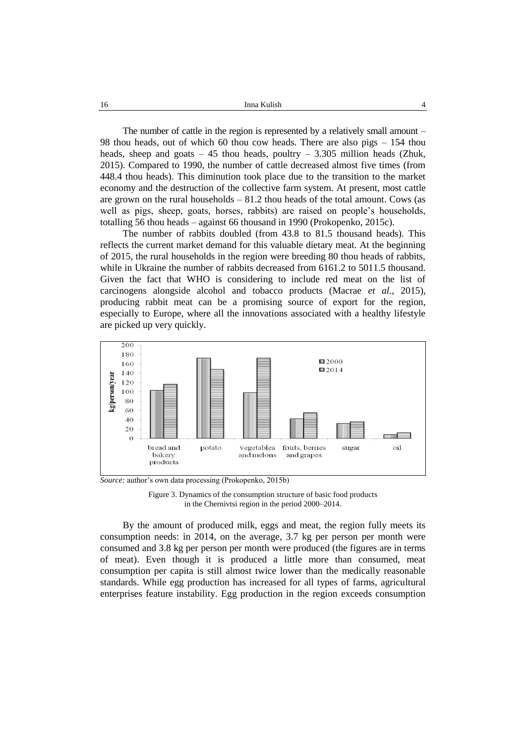The number of cattle in the region is represented by a relatively small amount – 98 thou heads, out of which 60 thou cow heads. There are also pigs – 154 thou heads, sheep and goats – 45 thou heads, poultry – 3.305 million heads (Zhuk, 2015). Compared to 1990, the number of cattle decreased almost five times (from 448.4 thou heads). This diminution took place due to the transition to the market economy and the destruction of the collective farm system. At present, most cattle are grown on the rural households – 81.2 thou heads of the total amount. Cows (as well as pigs, sheep, goats, horses, rabbits) are raised on people's households, totalling 56 thou heads – against 66 thousand in 1990 (Prokopenko, 2015c).

The number of rabbits doubled (from 43.8 to 81.5 thousand heads). This reflects the current market demand for this valuable dietary meat. At the beginning of 2015, the rural households in the region were breeding 80 thou heads of rabbits, while in Ukraine the number of rabbits decreased from 6161.2 to 5011.5 thousand. Given the fact that WHO is considering to include red meat on the list of carcinogens alongside alcohol and tobacco products (Macrae *et al.*, 2015), producing rabbit meat can be a promising source of export for the region, especially to Europe, where all the innovations associated with a healthy lifestyle are picked up very quickly.

*Source:* author's own data processing (Prokopenko, 2015b)

Figure 3. Dynamics of the consumption structure of basic food products in the Chernivtsi region in the period 2000–2014.

By the amount of produced milk, eggs and meat, the region fully meets its consumption needs: in 2014, on the average, 3.7 kg per person per month were consumed and 3.8 kg per person per month were produced (the figures are in terms of meat). Even though it is produced a little more than consumed, meat consumption per capita is still almost twice lower than the medically reasonable standards. While egg production has increased for all types of farms, agricultural enterprises feature instability. Egg production in the region exceeds consumption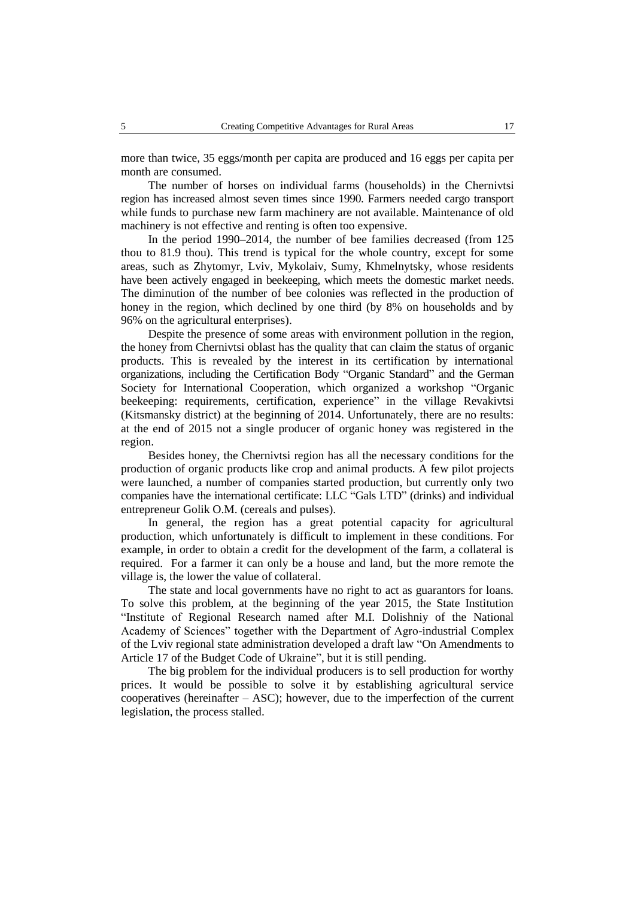more than twice, 35 eggs/month per capita are produced and 16 eggs per capita per month are consumed.

The number of horses on individual farms (households) in the Chernivtsi region has increased almost seven times since 1990. Farmers needed cargo transport while funds to purchase new farm machinery are not available. Maintenance of old machinery is not effective and renting is often too expensive.

In the period 1990–2014, the number of bee families decreased (from 125 thou to 81.9 thou). This trend is typical for the whole country, except for some areas, such as Zhytomyr, Lviv, Mykolaiv, Sumy, Khmelnytsky, whose residents have been actively engaged in beekeeping, which meets the domestic market needs. The diminution of the number of bee colonies was reflected in the production of honey in the region, which declined by one third (by 8% on households and by 96% on the agricultural enterprises).

Despite the presence of some areas with environment pollution in the region, the honey from Chernivtsi oblast has the quality that can claim the status of organic products. This is revealed by the interest in its certification by international organizations, including the Certification Body "Organic Standard" and the German Society for International Cooperation, which organized a workshop "Organic beekeeping: requirements, certification, experience" in the village Revakivtsi (Kitsmansky district) at the beginning of 2014. Unfortunately, there are no results: at the end of 2015 not a single producer of organic honey was registered in the region.

Besides honey, the Chernivtsi region has all the necessary conditions for the production of organic products like crop and animal products. A few pilot projects were launched, a number of companies started production, but currently only two companies have the international certificate: LLC "Gals LTD" (drinks) and individual entrepreneur Golik O.M. (cereals and pulses).

In general, the region has a great potential capacity for agricultural production, which unfortunately is difficult to implement in these conditions. For example, in order to obtain a credit for the development of the farm, a collateral is required. For a farmer it can only be a house and land, but the more remote the village is, the lower the value of collateral.

The state and local governments have no right to act as guarantors for loans. To solve this problem, at the beginning of the year 2015, the State Institution "Institute of Regional Research named after M.I. Dolishniy of the National Academy of Sciences" together with the Department of Agro-industrial Complex of the Lviv regional state administration developed a draft law "On Amendments to Article 17 of the Budget Code of Ukraine", but it is still pending.

The big problem for the individual producers is to sell production for worthy prices. It would be possible to solve it by establishing agricultural service cooperatives (hereinafter – ASC); however, due to the imperfection of the current legislation, the process stalled.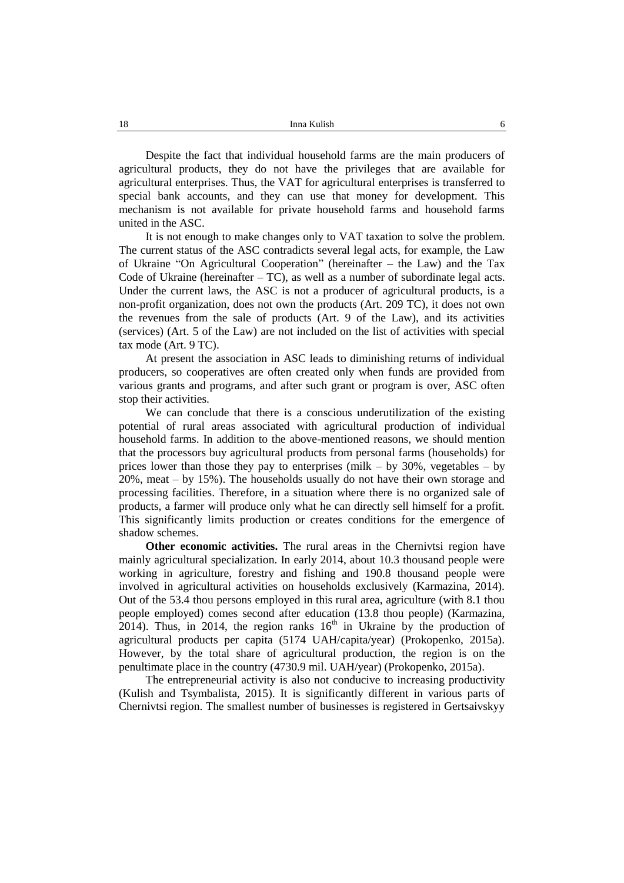Despite the fact that individual household farms are the main producers of agricultural products, they do not have the privileges that are available for agricultural enterprises. Thus, the VAT for agricultural enterprises is transferred to special bank accounts, and they can use that money for development. This mechanism is not available for private household farms and household farms united in the ASC.

It is not enough to make changes only to VAT taxation to solve the problem. The current status of the ASC contradicts several legal acts, for example, the Law of Ukraine "On Agricultural Cooperation" (hereinafter – the Law) and the Tax Code of Ukraine (hereinafter – TC), as well as a number of subordinate legal acts. Under the current laws, the ASC is not a producer of agricultural products, is a non-profit organization, does not own the products (Art. 209 TC), it does not own the revenues from the sale of products (Art. 9 of the Law), and its activities (services) (Art. 5 of the Law) are not included on the list of activities with special tax mode (Art. 9 TC).

At present the association in ASC leads to diminishing returns of individual producers, so cooperatives are often created only when funds are provided from various grants and programs, and after such grant or program is over, ASC often stop their activities.

We can conclude that there is a conscious underutilization of the existing potential of rural areas associated with agricultural production of individual household farms. In addition to the above-mentioned reasons, we should mention that the processors buy agricultural products from personal farms (households) for prices lower than those they pay to enterprises (milk – by 30%, vegetables – by 20%, meat – by 15%). The households usually do not have their own storage and processing facilities. Therefore, in a situation where there is no organized sale of products, a farmer will produce only what he can directly sell himself for a profit. This significantly limits production or creates conditions for the emergence of shadow schemes.

**Other economic activities.** The rural areas in the Chernivtsi region have mainly agricultural specialization. In early 2014, about 10.3 thousand people were working in agriculture, forestry and fishing and 190.8 thousand people were involved in agricultural activities on households exclusively (Karmazina, 2014). Out of the 53.4 thou persons employed in this rural area, agriculture (with 8.1 thou people employed) comes second after education (13.8 thou people) (Karmazina, 2014). Thus, in 2014, the region ranks 16th in Ukraine by the production of agricultural products per capita (5174 UAH/capita/year) (Prokopenko, 2015a). However, by the total share of agricultural production, the region is on the penultimate place in the country (4730.9 mil. UAH/year) (Prokopenko, 2015a).

The entrepreneurial activity is also not conducive to increasing productivity (Kulish and Tsymbalista, 2015). It is significantly different in various parts of Chernivtsi region. The smallest number of businesses is registered in Gertsaivskyy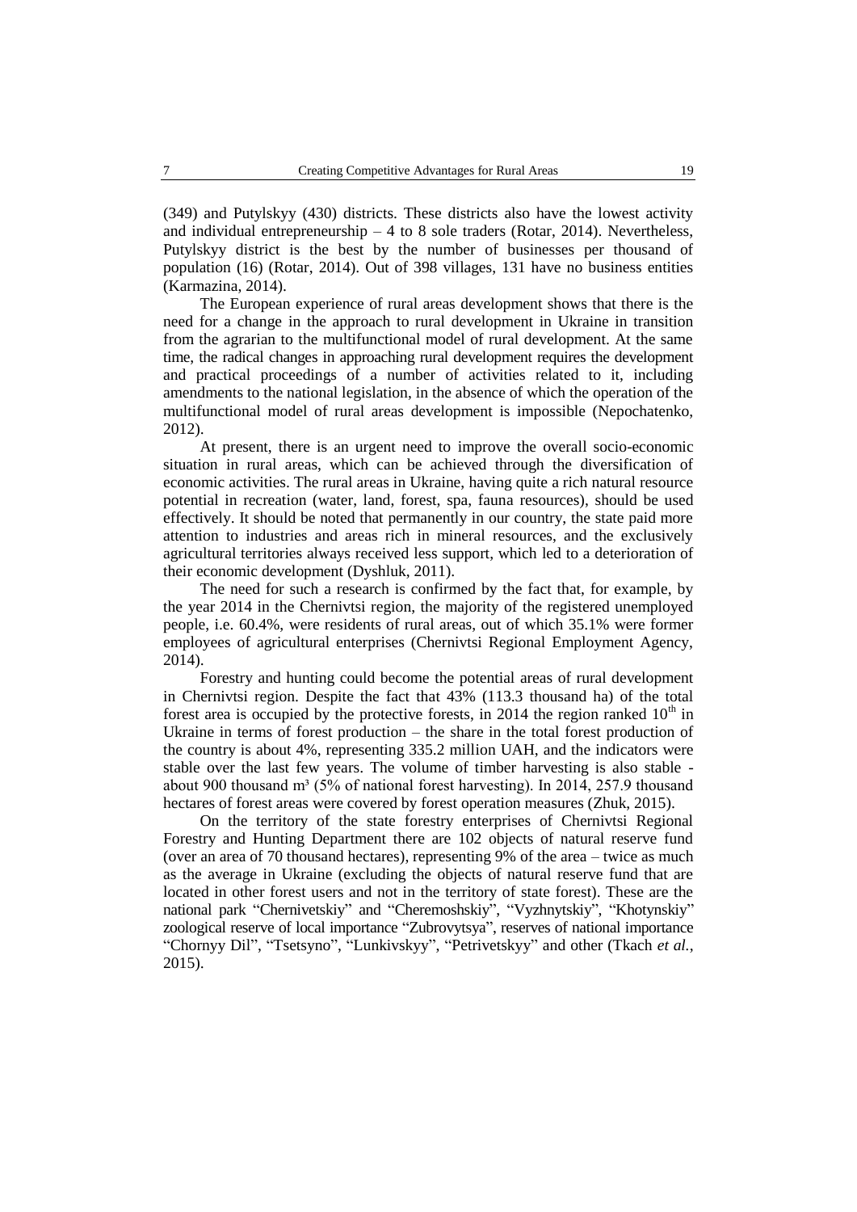(349) and Putylskyy (430) districts. These districts also have the lowest activity and individual entrepreneurship – 4 to 8 sole traders (Rotar, 2014). Nevertheless, Putylskyy district is the best by the number of businesses per thousand of population (16) (Rotar, 2014). Out of 398 villages, 131 have no business entities (Karmazina, 2014).

The European experience of rural areas development shows that there is the need for a change in the approach to rural development in Ukraine in transition from the agrarian to the multifunctional model of rural development. At the same time, the radical changes in approaching rural development requires the development and practical proceedings of a number of activities related to it, including amendments to the national legislation, in the absence of which the operation of the multifunctional model of rural areas development is impossible (Nepochatenko, 2012).

At present, there is an urgent need to improve the overall socio-economic situation in rural areas, which can be achieved through the diversification of economic activities. The rural areas in Ukraine, having quite a rich natural resource potential in recreation (water, land, forest, spa, fauna resources), should be used effectively. It should be noted that permanently in our country, the state paid more attention to industries and areas rich in mineral resources, and the exclusively agricultural territories always received less support, which led to a deterioration of their economic development (Dyshluk, 2011).

The need for such a research is confirmed by the fact that, for example, by the year 2014 in the Chernivtsi region, the majority of the registered unemployed people, i.e. 60.4%, were residents of rural areas, out of which 35.1% were former employees of agricultural enterprises (Chernivtsi Regional Employment Agency, 2014).

Forestry and hunting could become the potential areas of rural development in Chernivtsi region. Despite the fact that 43% (113.3 thousand ha) of the total forest area is occupied by the protective forests, in 2014 the region ranked 10th in Ukraine in terms of forest production – the share in the total forest production of the country is about 4%, representing 335.2 million UAH, and the indicators were stable over the last few years. The volume of timber harvesting is also stable - about 900 thousand m³ (5% of national forest harvesting). In 2014, 257.9 thousand hectares of forest areas were covered by forest operation measures (Zhuk, 2015).

On the territory of the state forestry enterprises of Chernivtsi Regional Forestry and Hunting Department there are 102 objects of natural reserve fund (over an area of 70 thousand hectares), representing 9% of the area – twice as much as the average in Ukraine (excluding the objects of natural reserve fund that are located in other forest users and not in the territory of state forest). These are the national park "Chernivetskiy" and "Cheremoshskiy", "Vyzhnytskiy", "Khotynskiy" zoological reserve of local importance "Zubrovytsya", reserves of national importance "Chornyy Dil", "Tsetsyno", "Lunkivskyy", "Petrivetskyy" and other (Tkach *et al.*, 2015).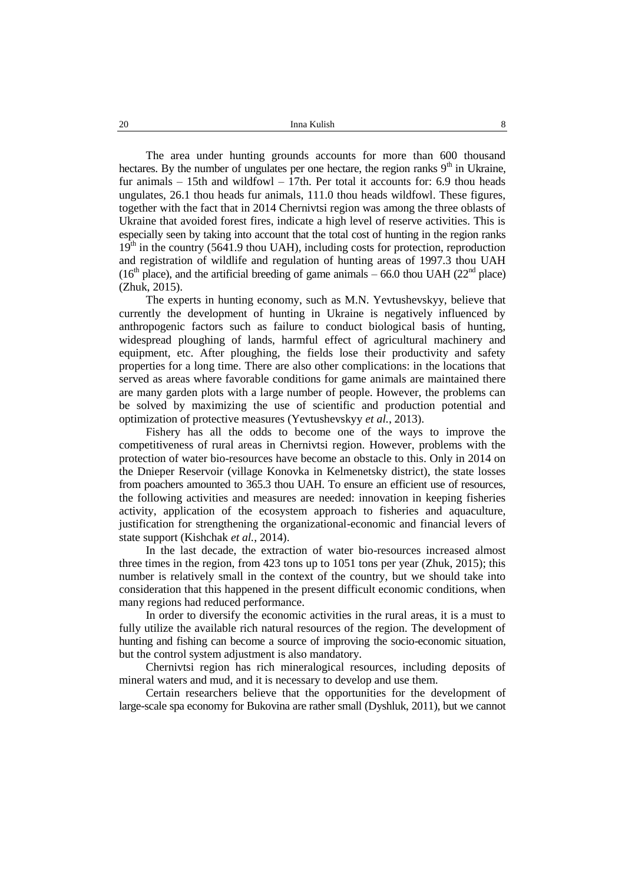The area under hunting grounds accounts for more than 600 thousand hectares. By the number of ungulates per one hectare, the region ranks 9th in Ukraine, fur animals – 15th and wildfowl – 17th. Per total it accounts for: 6.9 thou heads ungulates, 26.1 thou heads fur animals, 111.0 thou heads wildfowl. These figures, together with the fact that in 2014 Chernivtsi region was among the three oblasts of Ukraine that avoided forest fires, indicate a high level of reserve activities. This is especially seen by taking into account that the total cost of hunting in the region ranks 19th in the country (5641.9 thou UAH), including costs for protection, reproduction and registration of wildlife and regulation of hunting areas of 1997.3 thou UAH (16th place), and the artificial breeding of game animals – 66.0 thou UAH (22nd place) (Zhuk, 2015).

The experts in hunting economy, such as M.N. Yevtushevskyy, believe that currently the development of hunting in Ukraine is negatively influenced by anthropogenic factors such as failure to conduct biological basis of hunting, widespread ploughing of lands, harmful effect of agricultural machinery and equipment, etc. After ploughing, the fields lose their productivity and safety properties for a long time. There are also other complications: in the locations that served as areas where favorable conditions for game animals are maintained there are many garden plots with a large number of people. However, the problems can be solved by maximizing the use of scientific and production potential and optimization of protective measures (Yevtushevskyy *et al.*, 2013).

Fishery has all the odds to become one of the ways to improve the competitiveness of rural areas in Chernivtsi region. However, problems with the protection of water bio-resources have become an obstacle to this. Only in 2014 on the Dnieper Reservoir (village Konovka in Kelmenetsky district), the state losses from poachers amounted to 365.3 thou UAH. To ensure an efficient use of resources, the following activities and measures are needed: innovation in keeping fisheries activity, application of the ecosystem approach to fisheries and aquaculture, justification for strengthening the organizational-economic and financial levers of state support (Kishchak *et al.*, 2014).

In the last decade, the extraction of water bio-resources increased almost three times in the region, from 423 tons up to 1051 tons per year (Zhuk, 2015); this number is relatively small in the context of the country, but we should take into consideration that this happened in the present difficult economic conditions, when many regions had reduced performance.

In order to diversify the economic activities in the rural areas, it is a must to fully utilize the available rich natural resources of the region. The development of hunting and fishing can become a source of improving the socio-economic situation, but the control system adjustment is also mandatory.

Chernivtsi region has rich mineralogical resources, including deposits of mineral waters and mud, and it is necessary to develop and use them.

Certain researchers believe that the opportunities for the development of large-scale spa economy for Bukovina are rather small (Dyshluk, 2011), but we cannot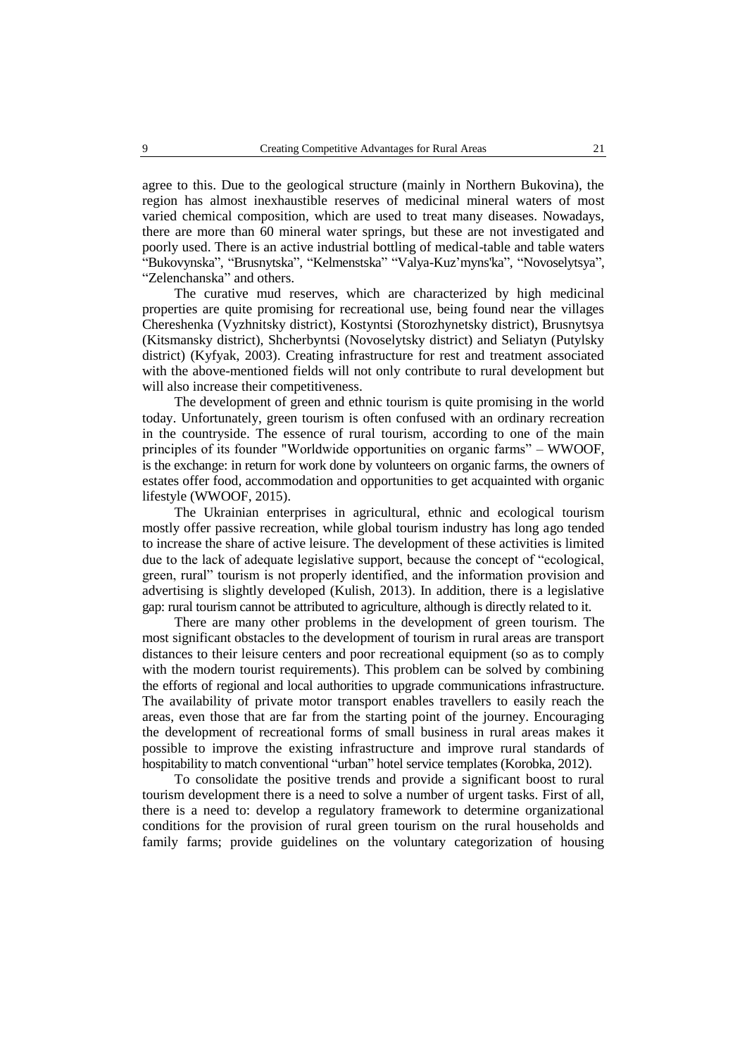agree to this. Due to the geological structure (mainly in Northern Bukovina), the region has almost inexhaustible reserves of medicinal mineral waters of most varied chemical composition, which are used to treat many diseases. Nowadays, there are more than 60 mineral water springs, but these are not investigated and poorly used. There is an active industrial bottling of medical-table and table waters "Bukovynska", "Brusnytska", "Kelmenstska" "Valya-Kuz'myns'ka", "Novoselytsya", "Zelenchanska" and others.

The curative mud reserves, which are characterized by high medicinal properties are quite promising for recreational use, being found near the villages Chereshenka (Vyzhnitsky district), Kostyntsi (Storozhynetsky district), Brusnytsya (Kitsmansky district), Shcherbyntsi (Novoselytsky district) and Seliatyn (Putylsky district) (Kyfyak, 2003). Creating infrastructure for rest and treatment associated with the above-mentioned fields will not only contribute to rural development but will also increase their competitiveness.

The development of green and ethnic tourism is quite promising in the world today. Unfortunately, green tourism is often confused with an ordinary recreation in the countryside. The essence of rural tourism, according to one of the main principles of its founder "Worldwide opportunities on organic farms" – WWOOF, is the exchange: in return for work done by volunteers on organic farms, the owners of estates offer food, accommodation and opportunities to get acquainted with organic lifestyle (WWOOF, 2015).

The Ukrainian enterprises in agricultural, ethnic and ecological tourism mostly offer passive recreation, while global tourism industry has long ago tended to increase the share of active leisure. The development of these activities is limited due to the lack of adequate legislative support, because the concept of "ecological, green, rural" tourism is not properly identified, and the information provision and advertising is slightly developed (Kulish, 2013). In addition, there is a legislative gap: rural tourism cannot be attributed to agriculture, although is directly related to it.

There are many other problems in the development of green tourism. The most significant obstacles to the development of tourism in rural areas are transport distances to their leisure centers and poor recreational equipment (so as to comply with the modern tourist requirements). This problem can be solved by combining the efforts of regional and local authorities to upgrade communications infrastructure. The availability of private motor transport enables travellers to easily reach the areas, even those that are far from the starting point of the journey. Encouraging the development of recreational forms of small business in rural areas makes it possible to improve the existing infrastructure and improve rural standards of hospitability to match conventional "urban" hotel service templates (Korobka, 2012).

To consolidate the positive trends and provide a significant boost to rural tourism development there is a need to solve a number of urgent tasks. First of all, there is a need to: develop a regulatory framework to determine organizational conditions for the provision of rural green tourism on the rural households and family farms; provide guidelines on the voluntary categorization of housing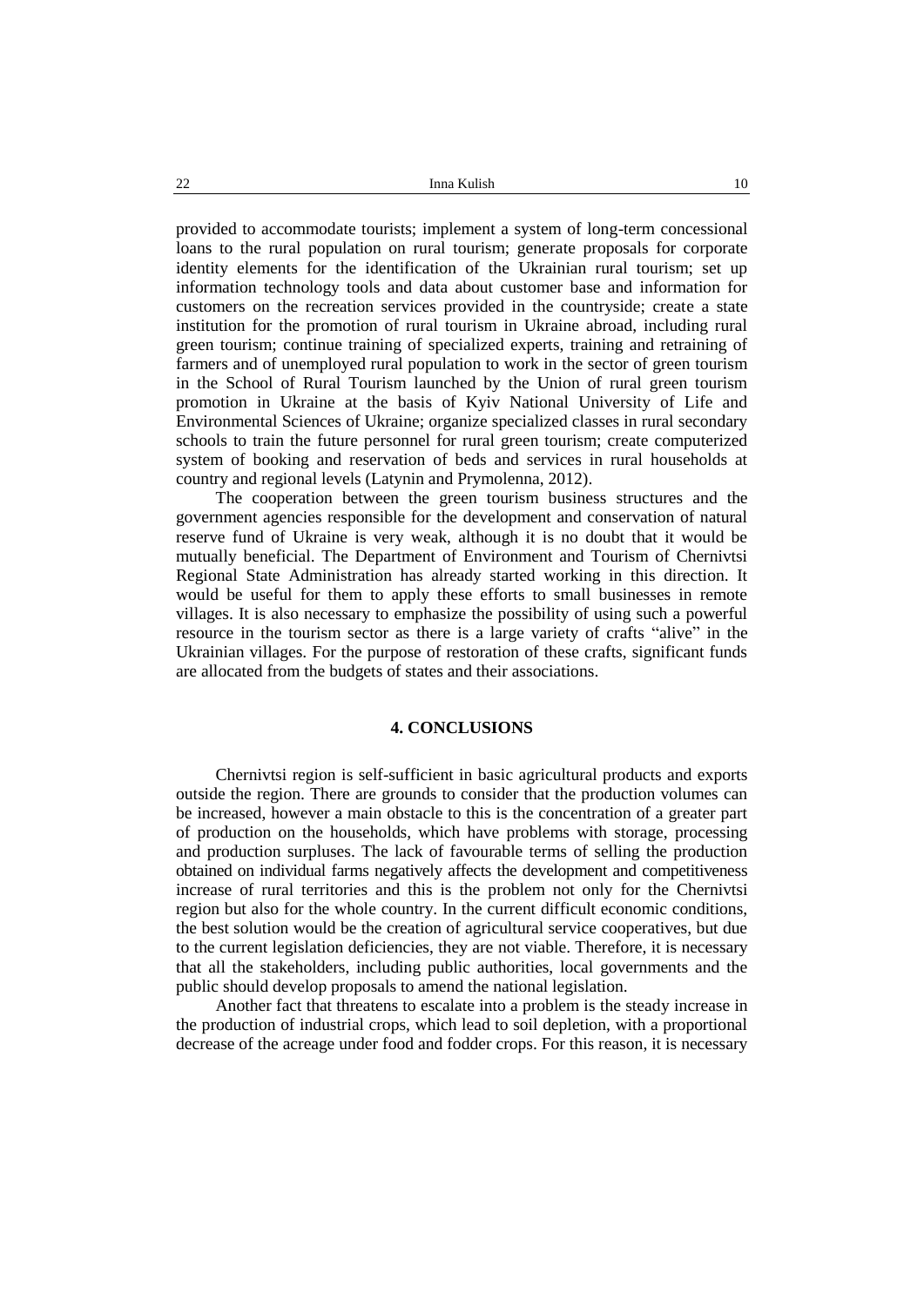provided to accommodate tourists; implement a system of long-term concessional loans to the rural population on rural tourism; generate proposals for corporate identity elements for the identification of the Ukrainian rural tourism; set up information technology tools and data about customer base and information for customers on the recreation services provided in the countryside; create a state institution for the promotion of rural tourism in Ukraine abroad, including rural green tourism; continue training of specialized experts, training and retraining of farmers and of unemployed rural population to work in the sector of green tourism in the School of Rural Tourism launched by the Union of rural green tourism promotion in Ukraine at the basis of Kyiv National University of Life and Environmental Sciences of Ukraine; organize specialized classes in rural secondary schools to train the future personnel for rural green tourism; create computerized system of booking and reservation of beds and services in rural households at country and regional levels (Latynin and Prymolenna, 2012).

The cooperation between the green tourism business structures and the government agencies responsible for the development and conservation of natural reserve fund of Ukraine is very weak, although it is no doubt that it would be mutually beneficial. The Department of Environment and Tourism of Chernivtsi Regional State Administration has already started working in this direction. It would be useful for them to apply these efforts to small businesses in remote villages. It is also necessary to emphasize the possibility of using such a powerful resource in the tourism sector as there is a large variety of crafts "alive" in the Ukrainian villages. For the purpose of restoration of these crafts, significant funds are allocated from the budgets of states and their associations.

## 4. CONCLUSIONS

Chernivtsi region is self-sufficient in basic agricultural products and exports outside the region. There are grounds to consider that the production volumes can be increased, however a main obstacle to this is the concentration of a greater part of production on the households, which have problems with storage, processing and production surpluses. The lack of favourable terms of selling the production obtained on individual farms negatively affects the development and competitiveness increase of rural territories and this is the problem not only for the Chernivtsi region but also for the whole country. In the current difficult economic conditions, the best solution would be the creation of agricultural service cooperatives, but due to the current legislation deficiencies, they are not viable. Therefore, it is necessary that all the stakeholders, including public authorities, local governments and the public should develop proposals to amend the national legislation.

Another fact that threatens to escalate into a problem is the steady increase in the production of industrial crops, which lead to soil depletion, with a proportional decrease of the acreage under food and fodder crops. For this reason, it is necessary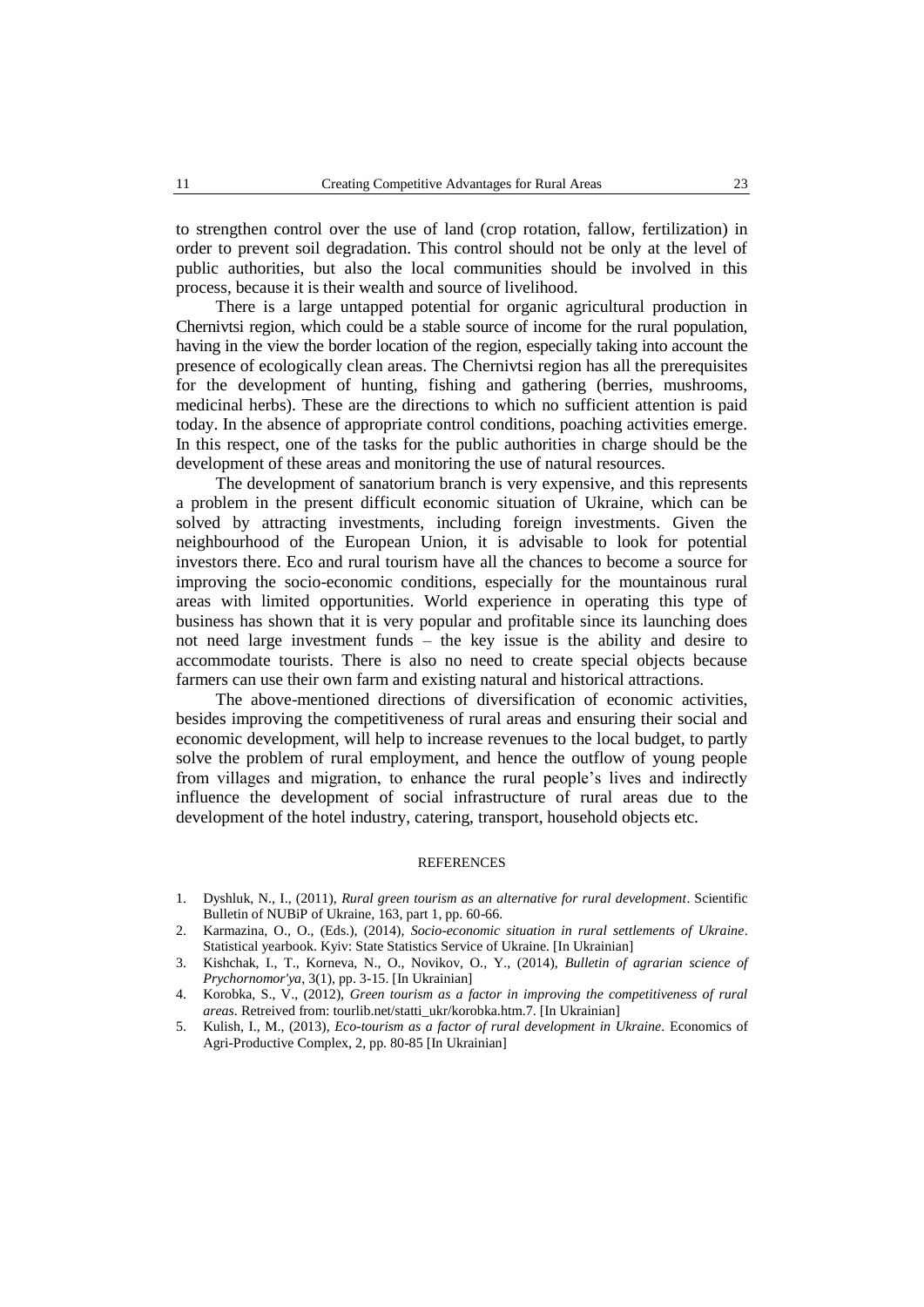to strengthen control over the use of land (crop rotation, fallow, fertilization) in order to prevent soil degradation. This control should not be only at the level of public authorities, but also the local communities should be involved in this process, because it is their wealth and source of livelihood.

There is a large untapped potential for organic agricultural production in Chernivtsi region, which could be a stable source of income for the rural population, having in the view the border location of the region, especially taking into account the presence of ecologically clean areas. The Chernivtsi region has all the prerequisites for the development of hunting, fishing and gathering (berries, mushrooms, medicinal herbs). These are the directions to which no sufficient attention is paid today. In the absence of appropriate control conditions, poaching activities emerge. In this respect, one of the tasks for the public authorities in charge should be the development of these areas and monitoring the use of natural resources.

The development of sanatorium branch is very expensive, and this represents a problem in the present difficult economic situation of Ukraine, which can be solved by attracting investments, including foreign investments. Given the neighbourhood of the European Union, it is advisable to look for potential investors there. Eco and rural tourism have all the chances to become a source for improving the socio-economic conditions, especially for the mountainous rural areas with limited opportunities. World experience in operating this type of business has shown that it is very popular and profitable since its launching does not need large investment funds – the key issue is the ability and desire to accommodate tourists. There is also no need to create special objects because farmers can use their own farm and existing natural and historical attractions.

The above-mentioned directions of diversification of economic activities, besides improving the competitiveness of rural areas and ensuring their social and economic development, will help to increase revenues to the local budget, to partly solve the problem of rural employment, and hence the outflow of young people from villages and migration, to enhance the rural people's lives and indirectly influence the development of social infrastructure of rural areas due to the development of the hotel industry, catering, transport, household objects etc.

## REFERENCES

1. Dyshluk, N., I., (2011), *Rural green tourism as an alternative for rural development*. Scientific Bulletin of NUBiP of Ukraine, 163, part 1, pp. 60-66.
2. Karmazina, O., O., (Eds.), (2014), *Socio-economic situation in rural settlements of Ukraine*. Statistical yearbook. Kyiv: State Statistics Service of Ukraine. [In Ukrainian]
3. Kishchak, I., T., Korneva, N., O., Novikov, O., Y., (2014), *Bulletin of agrarian science of Prychornomor'ya*, 3(1), pp. 3-15. [In Ukrainian]
4. Korobka, S., V., (2012), *Green tourism as a factor in improving the competitiveness of rural areas*. Retreived from: tourlib.net/statti_ukr/korobka.htm.7. [In Ukrainian]
5. Kulish, I., M., (2013), *Eco-tourism as a factor of rural development in Ukraine*. Economics of Agri-Productive Complex, 2, pp. 80-85 [In Ukrainian]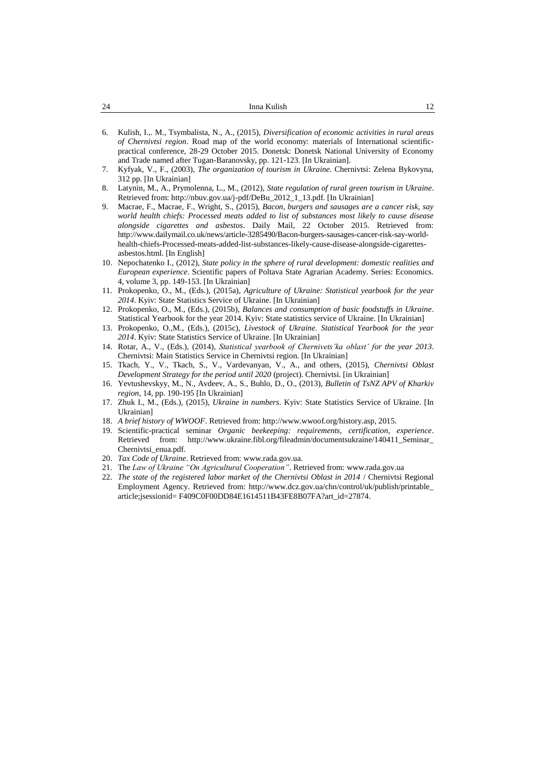6. Kulish, I.,. M., Tsymbalista, N., A., (2015), *Diversification of economic activities in rural areas of Chernivtsi region*. Road map of the world economy: materials of International scientific-practical conference, 28-29 October 2015. Donetsk: Donetsk National University of Economy and Trade named after Tugan-Baranovsky, pp. 121-123. [In Ukrainian].
7. Kyfyak, V., F., (2003), *The organization of tourism in Ukraine*. Chernivtsi: Zelena Bykovyna, 312 pp. [In Ukrainian]
8. Latynin, M., A., Prymolenna, L., M., (2012), *State regulation of rural green tourism in Ukraine*. Retrieved from: http://nbuv.gov.ua/j-pdf/DeBu_2012_1_13.pdf. [In Ukrainian]
9. Macrae, F., Macrae, F., Wright, S., (2015), *Bacon, burgers and sausages are a cancer risk, say world health chiefs: Processed meats added to list of substances most likely to cause disease alongside cigarettes and asbestos*. Daily Mail, 22 October 2015. Retrieved from: http://www.dailymail.co.uk/news/article-3285490/Bacon-burgers-sausages-cancer-risk-say-world-health-chiefs-Processed-meats-added-list-substances-likely-cause-disease-alongside-cigarettes-asbestos.html. [In English]
10. Nepochatenko I., (2012), *State policy in the sphere of rural development: domestic realities and European experience*. Scientific papers of Poltava State Agrarian Academy. Series: Economics. 4, volume 3, pp. 149-153. [In Ukrainian]
11. Prokopenko, O., M., (Eds.), (2015a), *Agriculture of Ukraine: Statistical yearbook for the year 2014*. Kyiv: State Statistics Service of Ukraine. [In Ukrainian]
12. Prokopenko, O., M., (Eds.), (2015b), *Balances and consumption of basic foodstuffs in Ukraine*. Statistical Yearbook for the year 2014. Kyiv: State statistics service of Ukraine. [In Ukrainian]
13. Prokopenko, O.,M., (Eds.), (2015c), *Livestock of Ukraine. Statistical Yearbook for the year 2014*. Kyiv: State Statistics Service of Ukraine. [In Ukrainian]
14. Rotar, A., V., (Eds.), (2014), *Statistical yearbook of Chernivets'ka oblast' for the year 2013*. Chernivtsi: Main Statistics Service in Chernivtsi region. [In Ukrainian]
15. Tkach, Y., V., Tkach, S., V., Vardevanyan, V., A., and others, (2015), *Chernivtsi Oblast Development Strategy for the period until 2020* (project). Chernivtsi. [in Ukrainian]
16. Yevtushevskyy, M., N., Avdeev, A., S., Buhlo, D., O., (2013), *Bulletin of TsNZ APV of Kharkiv region*, 14, pp. 190-195 [In Ukrainian]
17. Zhuk I., M., (Eds.), (2015), *Ukraine in numbers*. Kyiv: State Statistics Service of Ukraine. [In Ukrainian]
18. *A brief history of WWOOF*. Retrieved from: http://www.wwoof.org/history.asp, 2015.
19. Scientific-practical seminar *Organic beekeeping: requirements, certification, experience*. Retrieved from: http://www.ukraine.fibl.org/fileadmin/documentsukraine/140411_Seminar_Chernivtsi_enua.pdf.
20. *Tax Code of Ukraine*. Retrieved from: www.rada.gov.ua.
21. The *Law of Ukraine "On Agricultural Cooperation"*. Retrieved from: www.rada.gov.ua
22. *The state of the registered labor market of the Chernivtsi Oblast in 2014* / Chernivtsi Regional Employment Agency. Retrieved from: http://www.dcz.gov.ua/chn/control/uk/publish/printable_article;jsessionid= F409C0F00DD84E1614511B43FE8B07FA?art_id=27874.